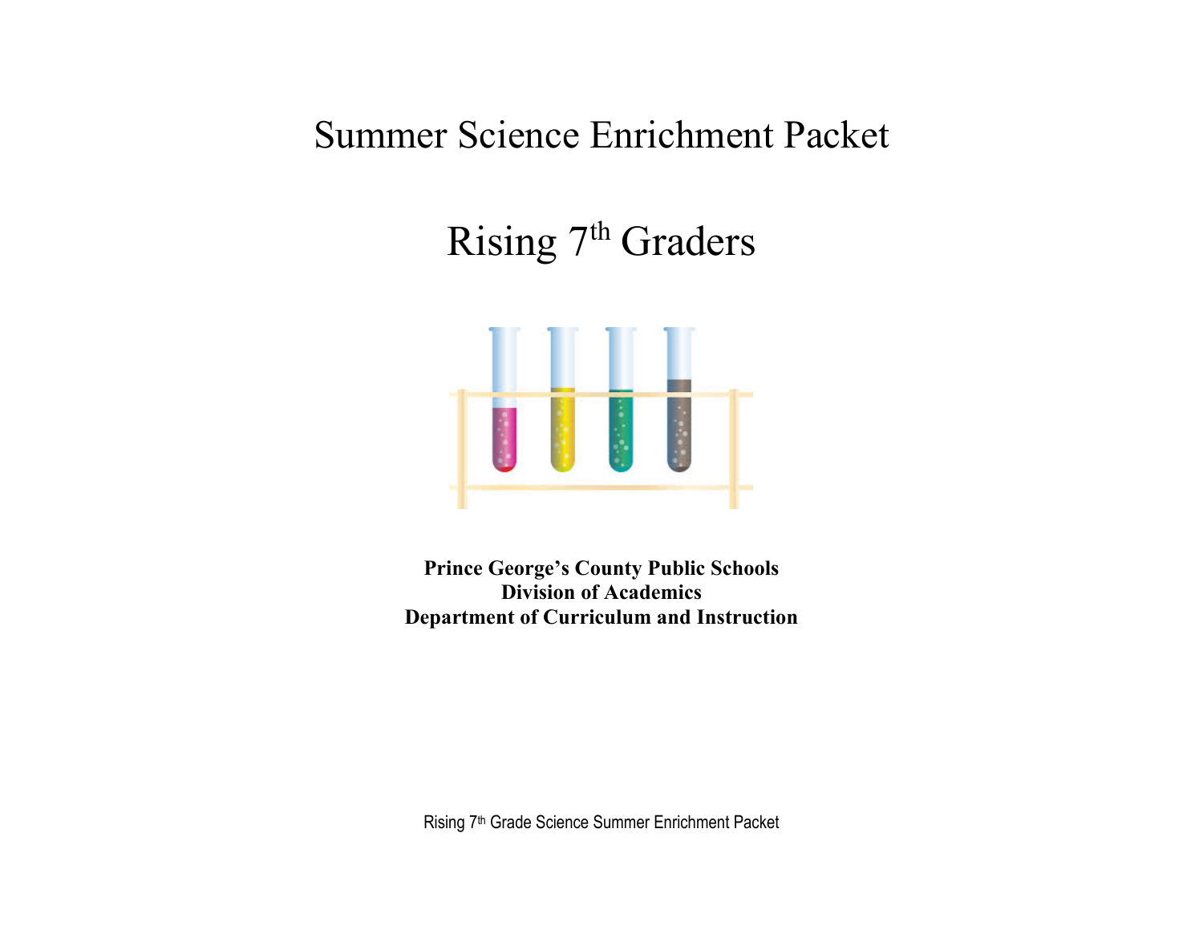# Summer Science Enrichment Packet

# Rising 7th Graders

**Prince George's County Public Schools**
**Division of Academics**
**Department of Curriculum and Instruction**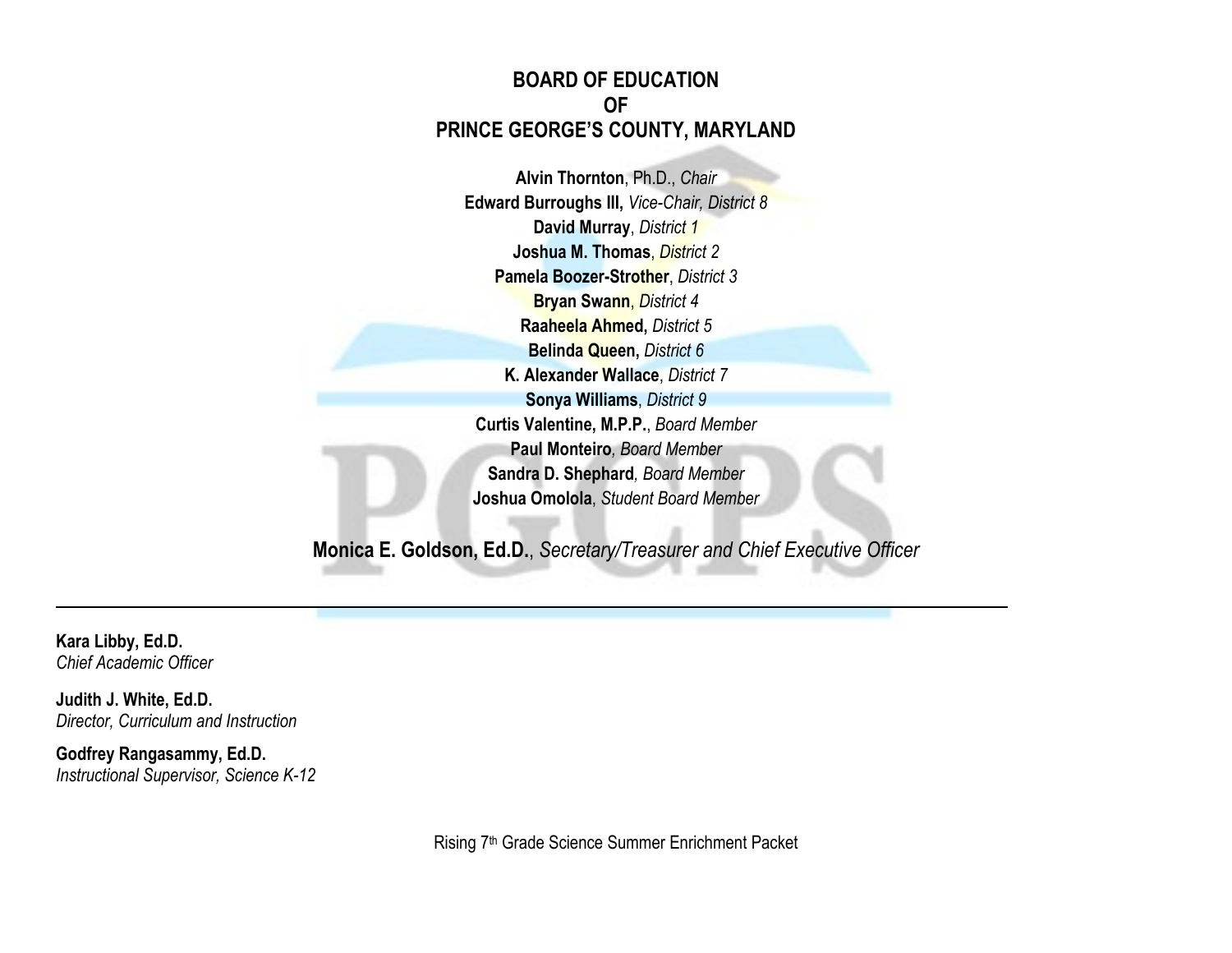# BOARD OF EDUCATION
# OF
# PRINCE GEORGE'S COUNTY, MARYLAND

**Alvin Thornton**, Ph.D., *Chair*
**Edward Burroughs III,** *Vice-Chair, District 8*
**David Murray**, *District 1*
**Joshua M. Thomas**, *District 2*
**Pamela Boozer-Strother**, *District 3*
**Bryan Swann**, *District 4*
**Raaheela Ahmed,** *District 5*
**Belinda Queen,** *District 6*
**K. Alexander Wallace**, *District 7*
**Sonya Williams**, *District 9*
**Curtis Valentine, M.P.P.**, *Board Member*
**Paul Monteiro***, Board Member*
**Sandra D. Shephard***, Board Member*
**Joshua Omolola**, *Student Board Member*

**Monica E. Goldson, Ed.D.**, *Secretary/Treasurer and Chief Executive Officer*

---

**Kara Libby, Ed.D.**
*Chief Academic Officer*

**Judith J. White, Ed.D.**
*Director, Curriculum and Instruction*

**Godfrey Rangasammy, Ed.D.**
*Instructional Supervisor, Science K-12*

Rising 7th Grade Science Summer Enrichment Packet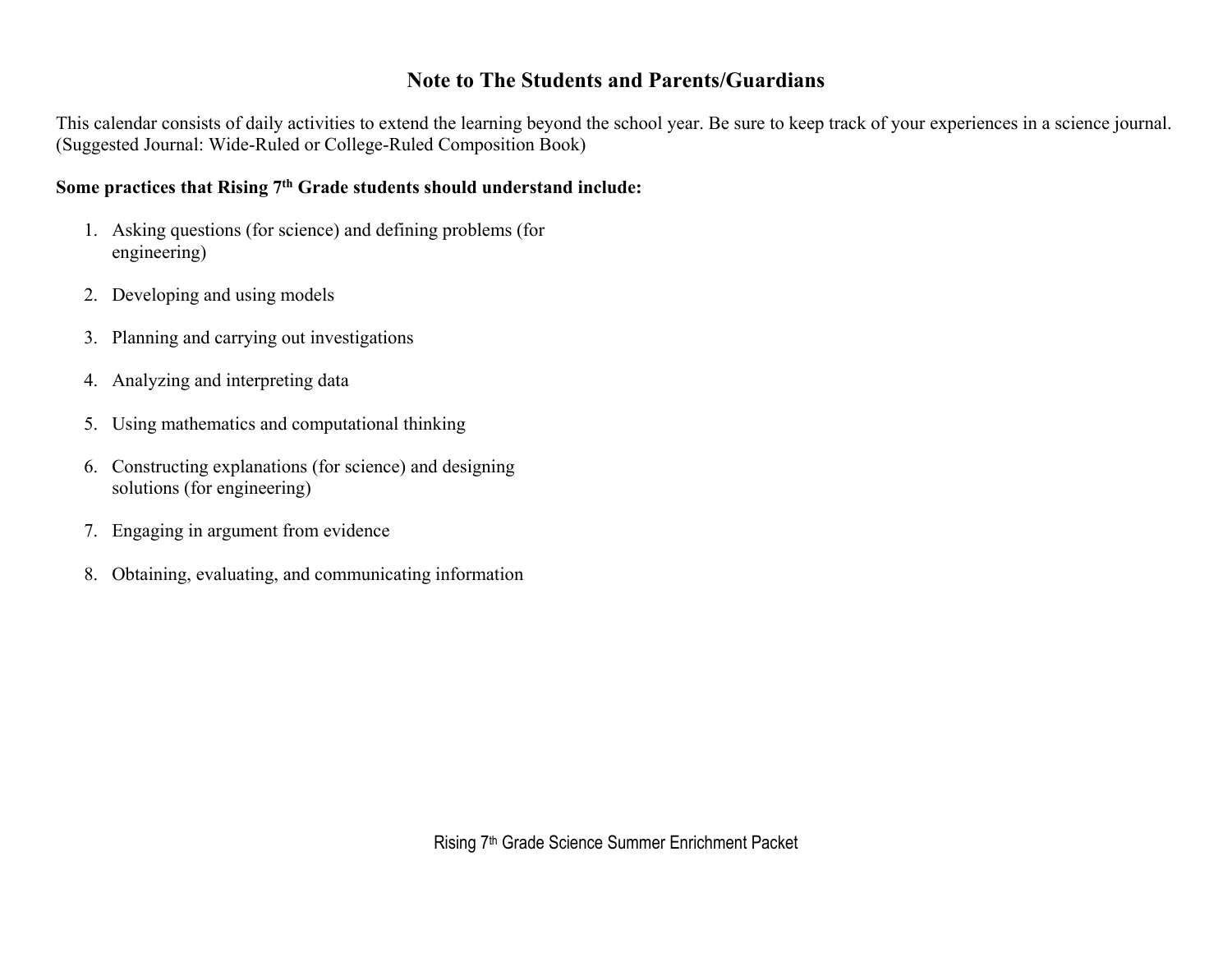## Note to The Students and Parents/Guardians

This calendar consists of daily activities to extend the learning beyond the school year. Be sure to keep track of your experiences in a science journal. (Suggested Journal: Wide-Ruled or College-Ruled Composition Book)

**Some practices that Rising 7th Grade students should understand include:**

1. Asking questions (for science) and defining problems (for engineering)
2. Developing and using models
3. Planning and carrying out investigations
4. Analyzing and interpreting data
5. Using mathematics and computational thinking
6. Constructing explanations (for science) and designing solutions (for engineering)
7. Engaging in argument from evidence
8. Obtaining, evaluating, and communicating information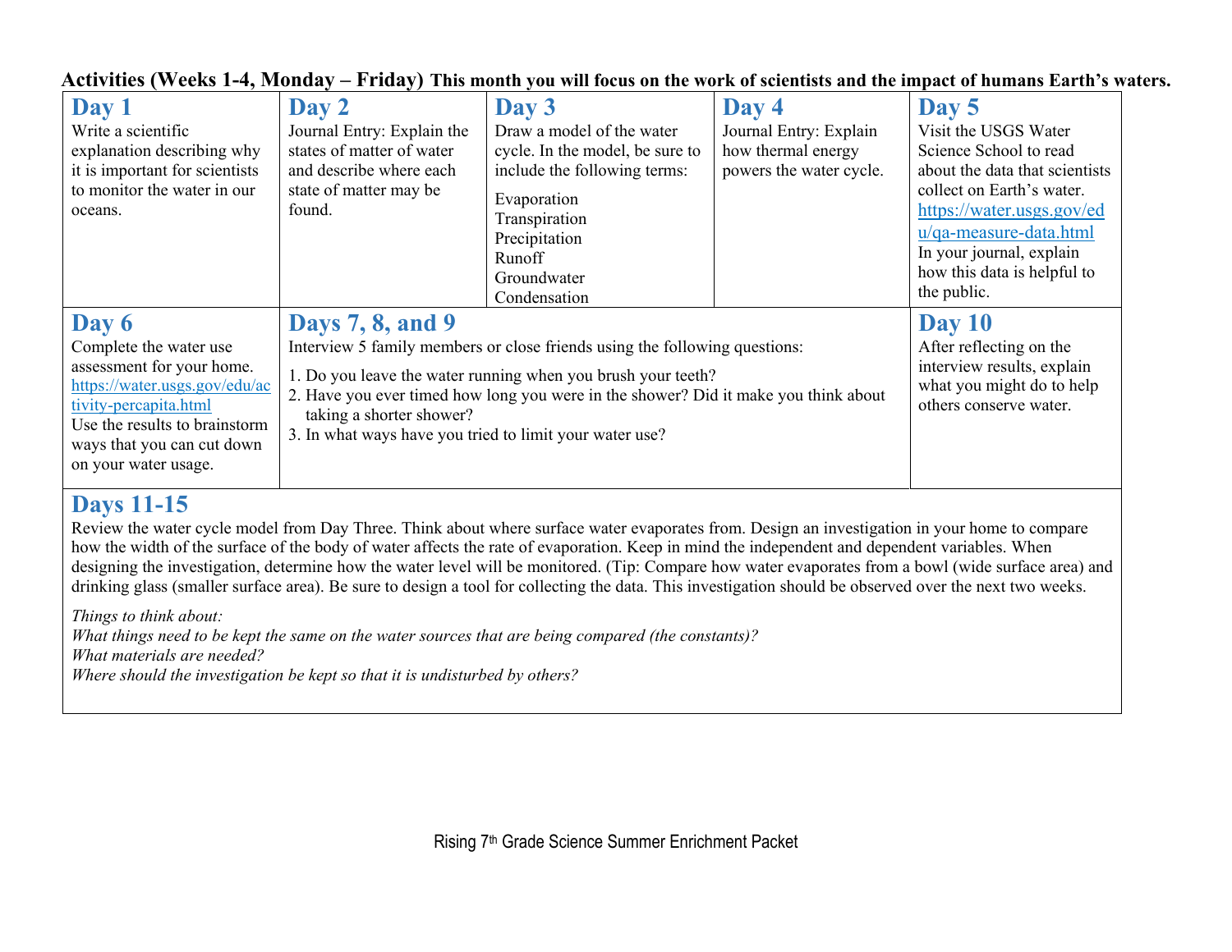**Activities (Weeks 1-4, Monday – Friday)** **This month you will focus on the work of scientists and the impact of humans Earth's waters.**

## Day 1

Write a scientific explanation describing why it is important for scientists to monitor the water in our oceans.

## Day 2

Journal Entry: Explain the states of matter of water and describe where each state of matter may be found.

## Day 3

Draw a model of the water cycle. In the model, be sure to include the following terms:

Evaporation
Transpiration
Precipitation
Runoff
Groundwater
Condensation

## Day 4

Journal Entry: Explain how thermal energy powers the water cycle.

## Day 5

Visit the USGS Water Science School to read about the data that scientists collect on Earth's water. https://water.usgs.gov/edu/qa-measure-data.html In your journal, explain how this data is helpful to the public.

## Day 6

Complete the water use assessment for your home. https://water.usgs.gov/edu/activity-percapita.html Use the results to brainstorm ways that you can cut down on your water usage.

## Days 7, 8, and 9

Interview 5 family members or close friends using the following questions:

1. Do you leave the water running when you brush your teeth?
2. Have you ever timed how long you were in the shower? Did it make you think about taking a shorter shower?
3. In what ways have you tried to limit your water use?

## Day 10

After reflecting on the interview results, explain what you might do to help others conserve water.

## Days 11-15

Review the water cycle model from Day Three. Think about where surface water evaporates from. Design an investigation in your home to compare how the width of the surface of the body of water affects the rate of evaporation. Keep in mind the independent and dependent variables. When designing the investigation, determine how the water level will be monitored. (Tip: Compare how water evaporates from a bowl (wide surface area) and drinking glass (smaller surface area). Be sure to design a tool for collecting the data. This investigation should be observed over the next two weeks.

*Things to think about:*
*What things need to be kept the same on the water sources that are being compared (the constants)?*
*What materials are needed?*
*Where should the investigation be kept so that it is undisturbed by others?*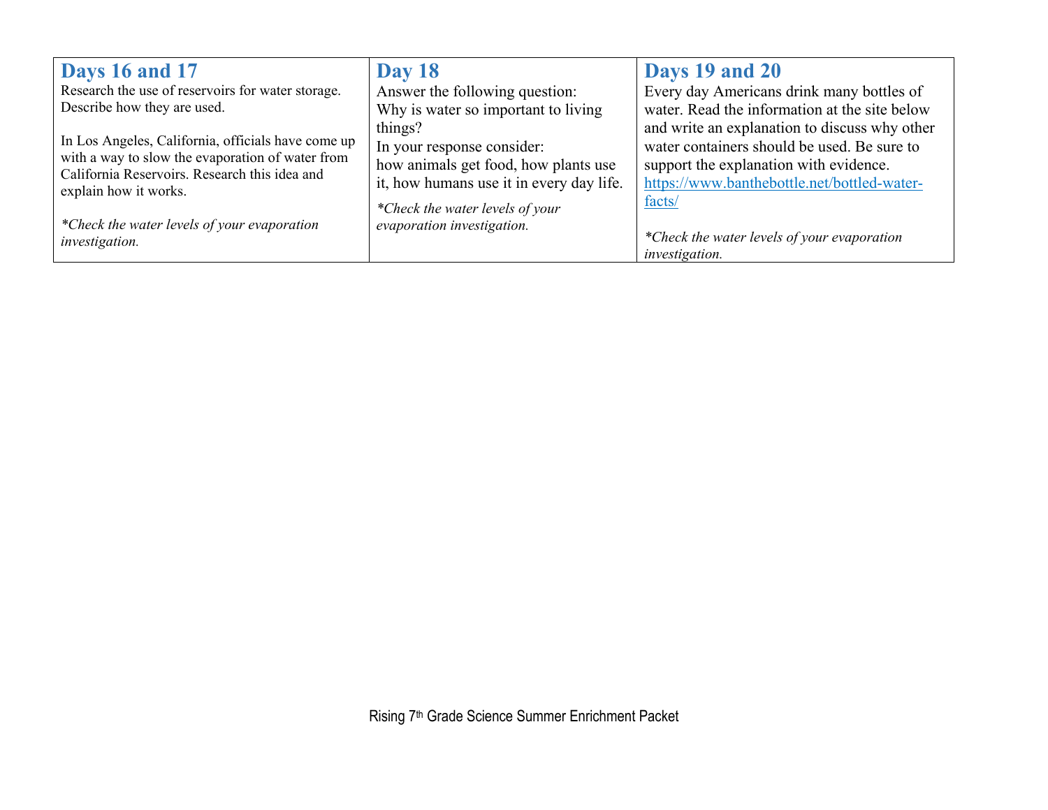| | | |
|---|---|---|
| **Days 16 and 17**<br>Research the use of reservoirs for water storage. Describe how they are used.<br><br>In Los Angeles, California, officials have come up with a way to slow the evaporation of water from California Reservoirs. Research this idea and explain how it works.<br><br>*\*Check the water levels of your evaporation investigation.* | **Day 18**<br>Answer the following question:<br>Why is water so important to living things?<br>In your response consider:<br>how animals get food, how plants use it, how humans use it in every day life.<br><br>*\*Check the water levels of your evaporation investigation.* | **Days 19 and 20**<br>Every day Americans drink many bottles of water. Read the information at the site below and write an explanation to discuss why other water containers should be used. Be sure to support the explanation with evidence.<br>https://www.banthebottle.net/bottled-water-facts/<br><br>*\*Check the water levels of your evaporation investigation.* |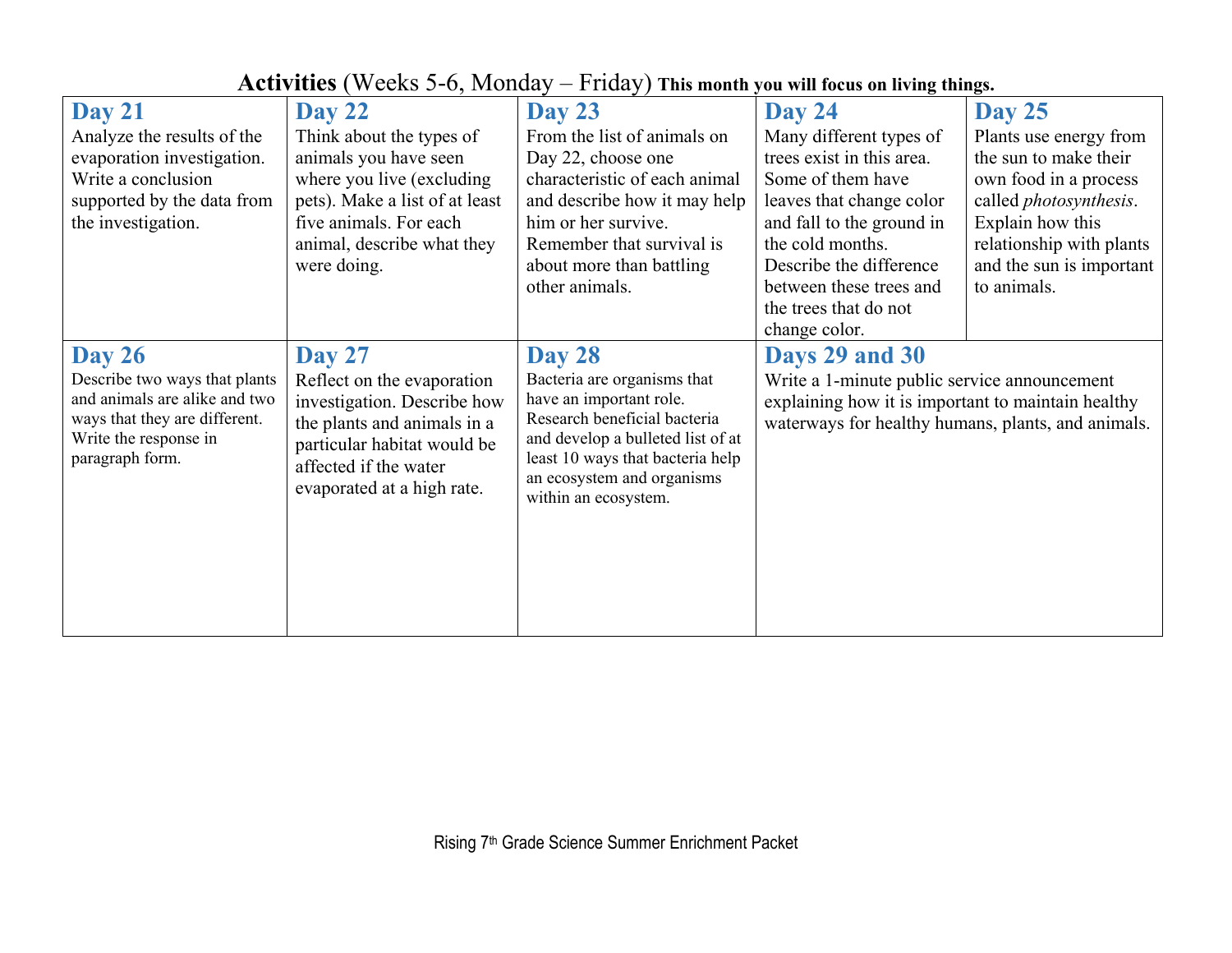**Activities** (Weeks 5-6, Monday – Friday) **This month you will focus on living things.**

| | | | | |
|---|---|---|---|---|
| **Day 21** Analyze the results of the evaporation investigation. Write a conclusion supported by the data from the investigation. | **Day 22** Think about the types of animals you have seen where you live (excluding pets). Make a list of at least five animals. For each animal, describe what they were doing. | **Day 23** From the list of animals on Day 22, choose one characteristic of each animal and describe how it may help him or her survive. Remember that survival is about more than battling other animals. | **Day 24** Many different types of trees exist in this area. Some of them have leaves that change color and fall to the ground in the cold months. Describe the difference between these trees and the trees that do not change color. | **Day 25** Plants use energy from the sun to make their own food in a process called *photosynthesis*. Explain how this relationship with plants and the sun is important to animals. |
| **Day 26** Describe two ways that plants and animals are alike and two ways that they are different. Write the response in paragraph form. | **Day 27** Reflect on the evaporation investigation. Describe how the plants and animals in a particular habitat would be affected if the water evaporated at a high rate. | **Day 28** Bacteria are organisms that have an important role. Research beneficial bacteria and develop a bulleted list of at least 10 ways that bacteria help an ecosystem and organisms within an ecosystem. | **Days 29 and 30** Write a 1-minute public service announcement explaining how it is important to maintain healthy waterways for healthy humans, plants, and animals. | |